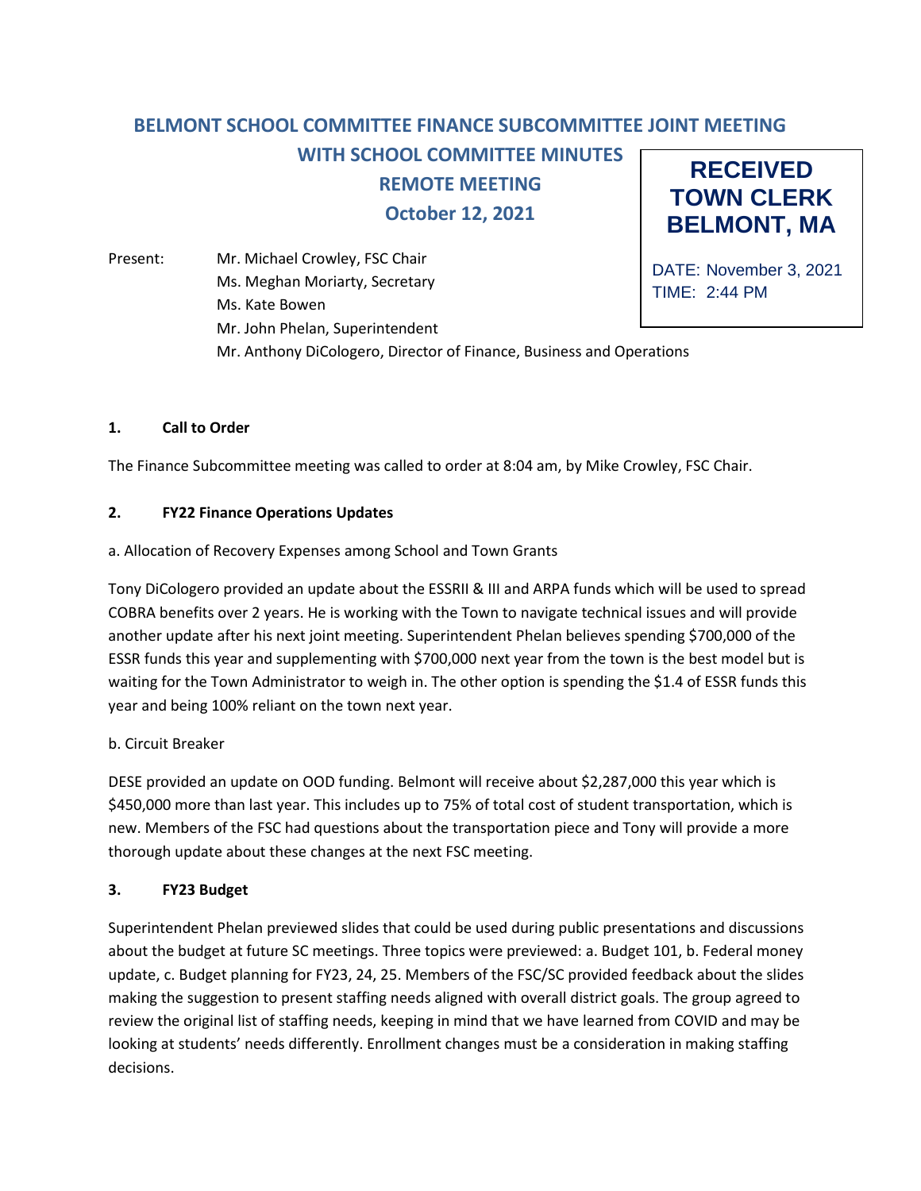# BELMONT SCHOOL COMMITTEE FINANCE SUBCOMMITTEE JOINT MEETING
## WITH SCHOOL COMMITTEE MINUTES
## REMOTE MEETING
## October 12, 2021

**RECEIVED**
**TOWN CLERK**
**BELMONT, MA**

DATE: November 3, 2021
TIME: 2:44 PM

Present:
- Mr. Michael Crowley, FSC Chair
- Ms. Meghan Moriarty, Secretary
- Ms. Kate Bowen
- Mr. John Phelan, Superintendent
- Mr. Anthony DiCologero, Director of Finance, Business and Operations

**1. Call to Order**

The Finance Subcommittee meeting was called to order at 8:04 am, by Mike Crowley, FSC Chair.

**2. FY22 Finance Operations Updates**

a. Allocation of Recovery Expenses among School and Town Grants

Tony DiCologero provided an update about the ESSRII & III and ARPA funds which will be used to spread COBRA benefits over 2 years. He is working with the Town to navigate technical issues and will provide another update after his next joint meeting. Superintendent Phelan believes spending $700,000 of the ESSR funds this year and supplementing with $700,000 next year from the town is the best model but is waiting for the Town Administrator to weigh in. The other option is spending the $1.4 of ESSR funds this year and being 100% reliant on the town next year.

b. Circuit Breaker

DESE provided an update on OOD funding. Belmont will receive about $2,287,000 this year which is $450,000 more than last year. This includes up to 75% of total cost of student transportation, which is new. Members of the FSC had questions about the transportation piece and Tony will provide a more thorough update about these changes at the next FSC meeting.

**3. FY23 Budget**

Superintendent Phelan previewed slides that could be used during public presentations and discussions about the budget at future SC meetings. Three topics were previewed: a. Budget 101, b. Federal money update, c. Budget planning for FY23, 24, 25. Members of the FSC/SC provided feedback about the slides making the suggestion to present staffing needs aligned with overall district goals. The group agreed to review the original list of staffing needs, keeping in mind that we have learned from COVID and may be looking at students' needs differently. Enrollment changes must be a consideration in making staffing decisions.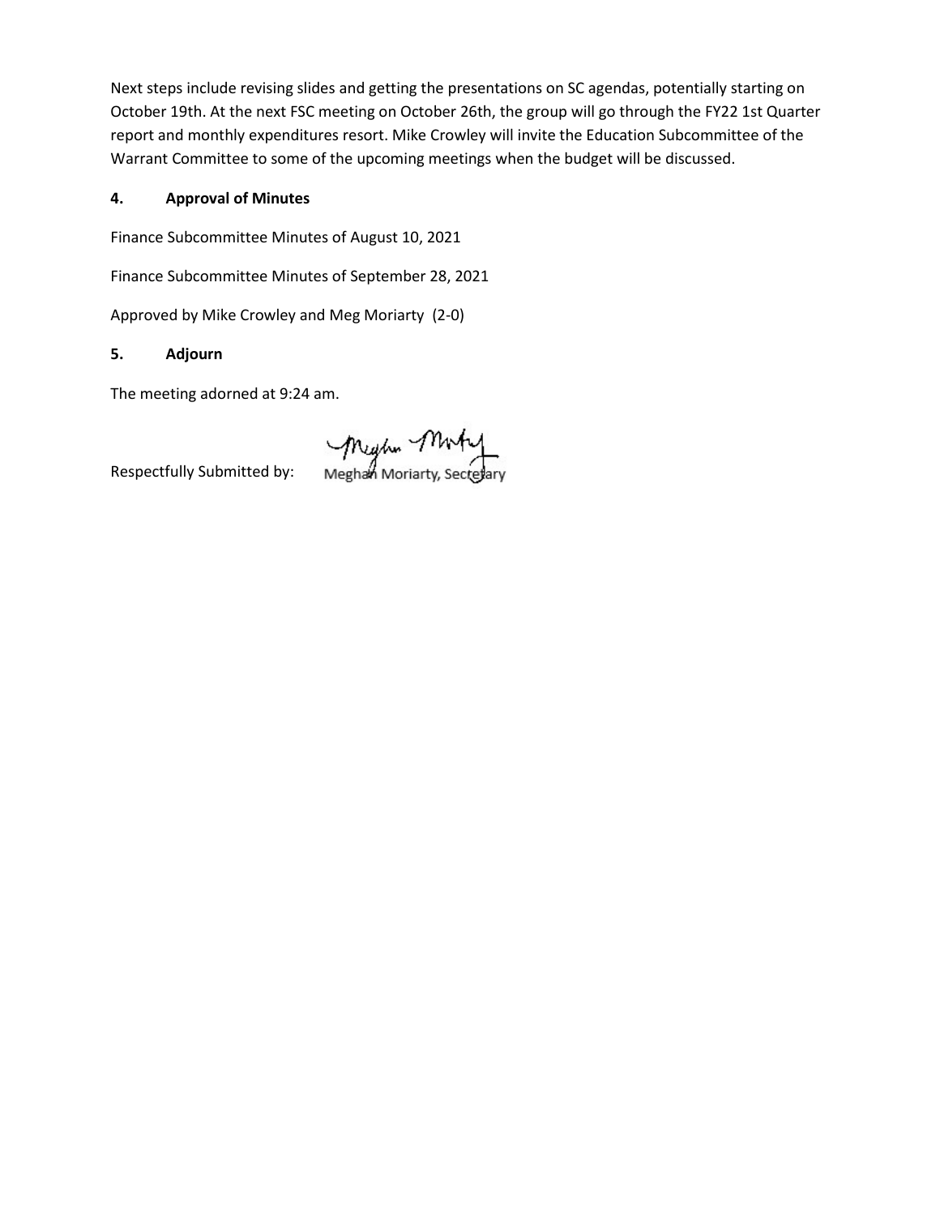Next steps include revising slides and getting the presentations on SC agendas, potentially starting on October 19th. At the next FSC meeting on October 26th, the group will go through the FY22 1st Quarter report and monthly expenditures resort. Mike Crowley will invite the Education Subcommittee of the Warrant Committee to some of the upcoming meetings when the budget will be discussed.

## 4. Approval of Minutes

Finance Subcommittee Minutes of August 10, 2021

Finance Subcommittee Minutes of September 28, 2021

Approved by Mike Crowley and Meg Moriarty (2-0)

## 5. Adjourn

The meeting adorned at 9:24 am.

Respectfully Submitted by: Meghan Moriarty, Secretary